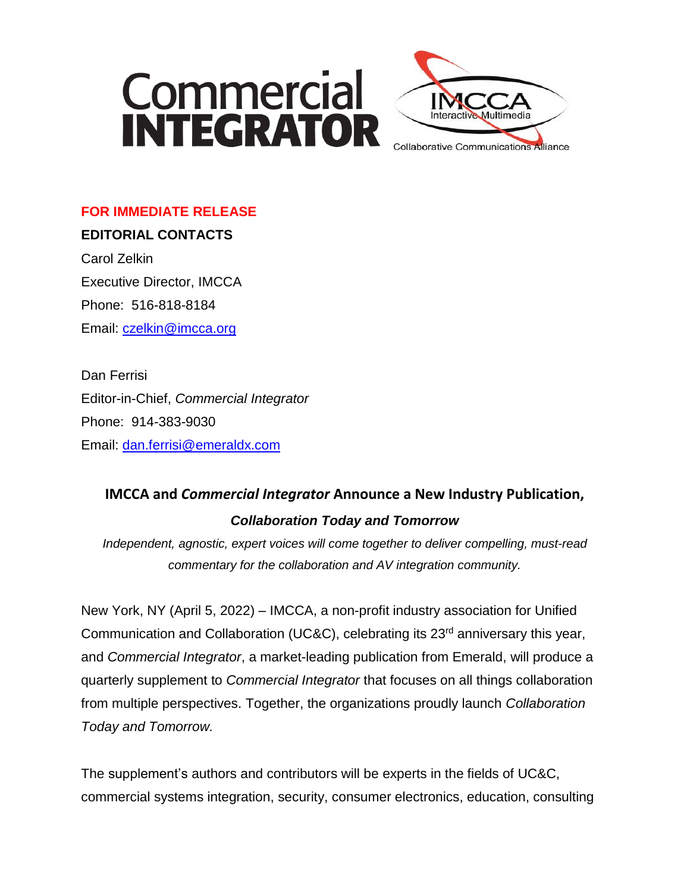Commercial INTEGRATOR

IMCCA Interactive Multimedia Collaborative Communications Alliance

**FOR IMMEDIATE RELEASE**

**EDITORIAL CONTACTS**

Carol Zelkin
Executive Director, IMCCA
Phone: 516-818-8184
Email: czelkin@imcca.org

Dan Ferrisi
Editor-in-Chief, *Commercial Integrator*
Phone: 914-383-9030
Email: dan.ferrisi@emeraldx.com

## IMCCA and *Commercial Integrator* Announce a New Industry Publication, *Collaboration Today and Tomorrow*

*Independent, agnostic, expert voices will come together to deliver compelling, must-read commentary for the collaboration and AV integration community.*

New York, NY (April 5, 2022) – IMCCA, a non-profit industry association for Unified Communication and Collaboration (UC&C), celebrating its 23rd anniversary this year, and *Commercial Integrator*, a market-leading publication from Emerald, will produce a quarterly supplement to *Commercial Integrator* that focuses on all things collaboration from multiple perspectives. Together, the organizations proudly launch *Collaboration Today and Tomorrow.*

The supplement's authors and contributors will be experts in the fields of UC&C, commercial systems integration, security, consumer electronics, education, consulting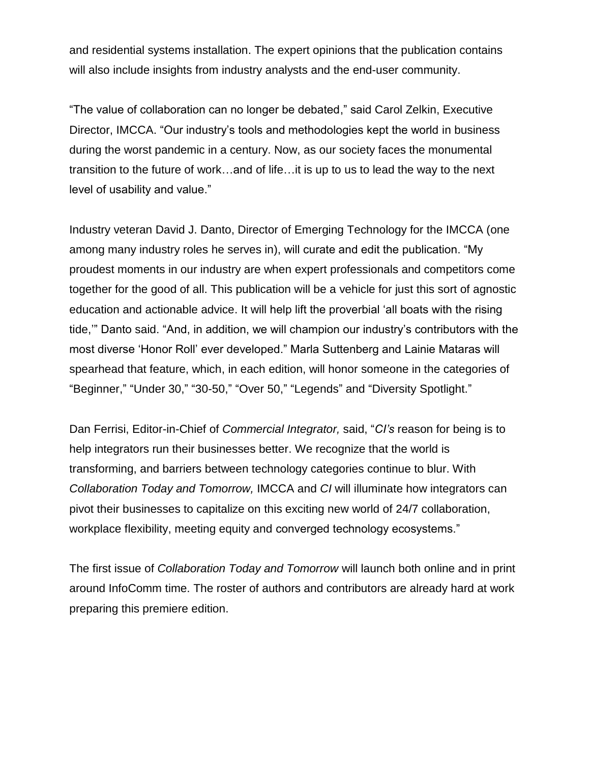and residential systems installation. The expert opinions that the publication contains will also include insights from industry analysts and the end-user community.

“The value of collaboration can no longer be debated,” said Carol Zelkin, Executive Director, IMCCA. “Our industry’s tools and methodologies kept the world in business during the worst pandemic in a century. Now, as our society faces the monumental transition to the future of work…and of life…it is up to us to lead the way to the next level of usability and value.”

Industry veteran David J. Danto, Director of Emerging Technology for the IMCCA (one among many industry roles he serves in), will curate and edit the publication. “My proudest moments in our industry are when expert professionals and competitors come together for the good of all. This publication will be a vehicle for just this sort of agnostic education and actionable advice. It will help lift the proverbial ‘all boats with the rising tide,’” Danto said. “And, in addition, we will champion our industry’s contributors with the most diverse ‘Honor Roll’ ever developed.” Marla Suttenberg and Lainie Mataras will spearhead that feature, which, in each edition, will honor someone in the categories of “Beginner,” “Under 30,” “30-50,” “Over 50,” “Legends” and “Diversity Spotlight.”

Dan Ferrisi, Editor-in-Chief of *Commercial Integrator,* said, “*CI’s* reason for being is to help integrators run their businesses better. We recognize that the world is transforming, and barriers between technology categories continue to blur. With *Collaboration Today and Tomorrow,* IMCCA and *CI* will illuminate how integrators can pivot their businesses to capitalize on this exciting new world of 24/7 collaboration, workplace flexibility, meeting equity and converged technology ecosystems.”

The first issue of *Collaboration Today and Tomorrow* will launch both online and in print around InfoComm time. The roster of authors and contributors are already hard at work preparing this premiere edition.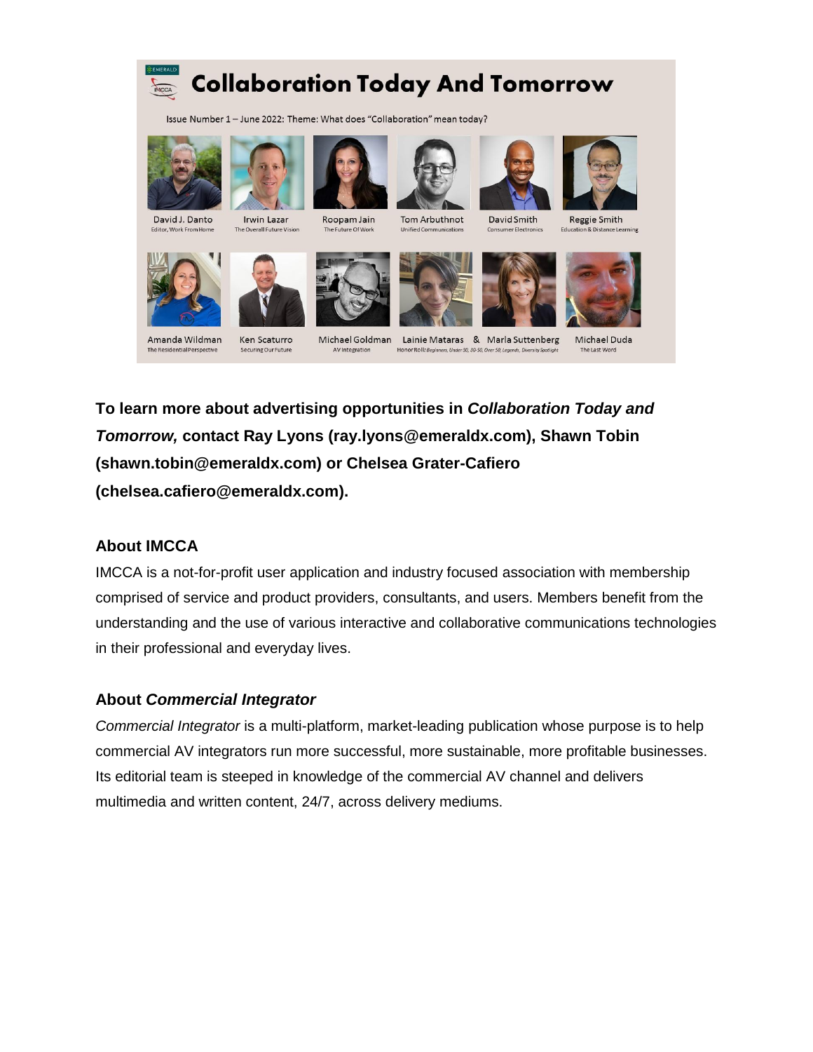**Collaboration Today And Tomorrow**

Issue Number 1 – June 2022: Theme: What does "Collaboration" mean today?

David J. Danto – Editor, Work From Home
Irwin Lazar – The Overall Future Vision
Roopam Jain – The Future Of Work
Tom Arbuthnot – Unified Communications
David Smith – Consumer Electronics
Reggie Smith – Education & Distance Learning
Amanda Wildman – The Residential Perspective
Ken Scaturro – Securing Our Future
Michael Goldman – AV Integration
Lainie Mataras & Marla Suttenberg – Honor Roll: Beginners, Under 30, 30-50, Over 50, Legends, Diversity Spotlight
Michael Duda – The Last Word

**To learn more about advertising opportunities in *Collaboration Today and Tomorrow,* contact Ray Lyons (ray.lyons@emeraldx.com), Shawn Tobin (shawn.tobin@emeraldx.com) or Chelsea Grater-Cafiero (chelsea.cafiero@emeraldx.com).**

### About IMCCA

IMCCA is a not-for-profit user application and industry focused association with membership comprised of service and product providers, consultants, and users. Members benefit from the understanding and the use of various interactive and collaborative communications technologies in their professional and everyday lives.

### About *Commercial Integrator*

*Commercial Integrator* is a multi-platform, market-leading publication whose purpose is to help commercial AV integrators run more successful, more sustainable, more profitable businesses. Its editorial team is steeped in knowledge of the commercial AV channel and delivers multimedia and written content, 24/7, across delivery mediums.